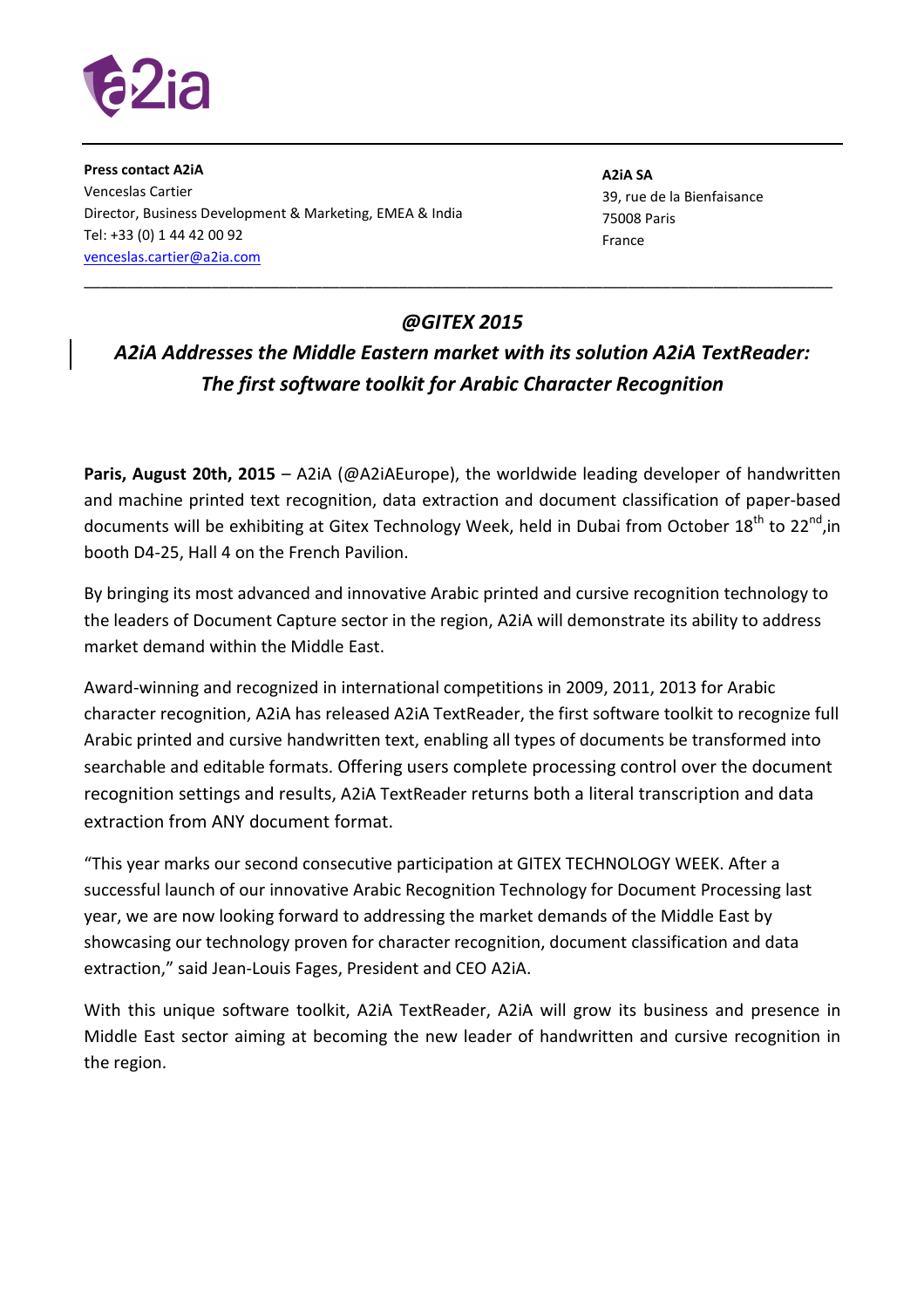**Press contact A2iA**
Venceslas Cartier
Director, Business Development & Marketing, EMEA & India
Tel: +33 (0) 1 44 42 00 92
venceslas.cartier@a2ia.com

**A2iA SA**
39, rue de la Bienfaisance
75008 Paris
France

---

## *@GITEX 2015*
## *A2iA Addresses the Middle Eastern market with its solution A2iA TextReader: The first software toolkit for Arabic Character Recognition*

**Paris, August 20th, 2015** – A2iA (@A2iAEurope), the worldwide leading developer of handwritten and machine printed text recognition, data extraction and document classification of paper-based documents will be exhibiting at Gitex Technology Week, held in Dubai from October 18th to 22nd,in booth D4-25, Hall 4 on the French Pavilion.

By bringing its most advanced and innovative Arabic printed and cursive recognition technology to the leaders of Document Capture sector in the region, A2iA will demonstrate its ability to address market demand within the Middle East.

Award-winning and recognized in international competitions in 2009, 2011, 2013 for Arabic character recognition, A2iA has released A2iA TextReader, the first software toolkit to recognize full Arabic printed and cursive handwritten text, enabling all types of documents be transformed into searchable and editable formats. Offering users complete processing control over the document recognition settings and results, A2iA TextReader returns both a literal transcription and data extraction from ANY document format.

"This year marks our second consecutive participation at GITEX TECHNOLOGY WEEK. After a successful launch of our innovative Arabic Recognition Technology for Document Processing last year, we are now looking forward to addressing the market demands of the Middle East by showcasing our technology proven for character recognition, document classification and data extraction," said Jean-Louis Fages, President and CEO A2iA.

With this unique software toolkit, A2iA TextReader, A2iA will grow its business and presence in Middle East sector aiming at becoming the new leader of handwritten and cursive recognition in the region.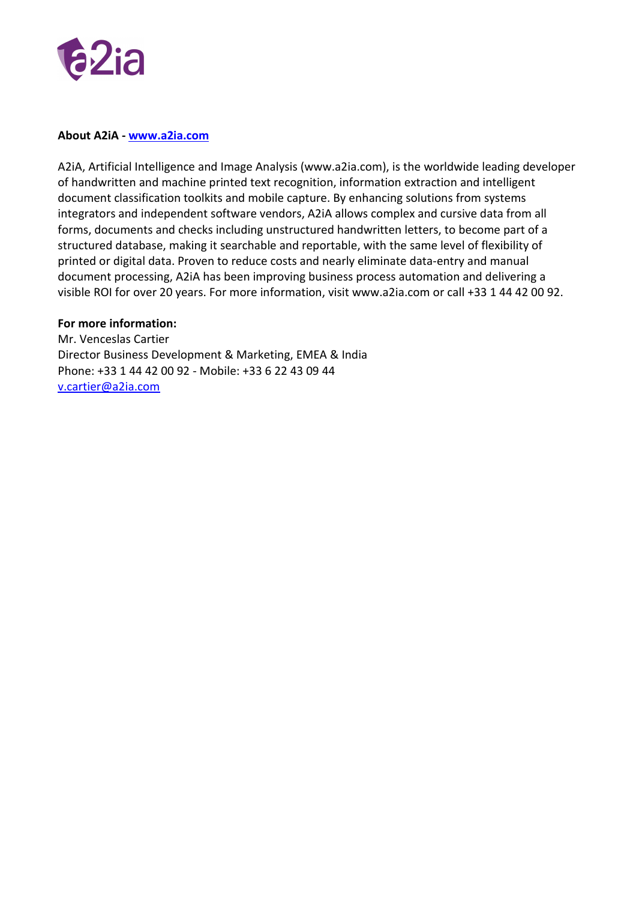**About A2iA - [www.a2ia.com](http://www.a2ia.com)**

A2iA, Artificial Intelligence and Image Analysis (www.a2ia.com), is the worldwide leading developer of handwritten and machine printed text recognition, information extraction and intelligent document classification toolkits and mobile capture. By enhancing solutions from systems integrators and independent software vendors, A2iA allows complex and cursive data from all forms, documents and checks including unstructured handwritten letters, to become part of a structured database, making it searchable and reportable, with the same level of flexibility of printed or digital data. Proven to reduce costs and nearly eliminate data-entry and manual document processing, A2iA has been improving business process automation and delivering a visible ROI for over 20 years. For more information, visit www.a2ia.com or call +33 1 44 42 00 92.

**For more information:**
Mr. Venceslas Cartier
Director Business Development & Marketing, EMEA & India
Phone: +33 1 44 42 00 92 - Mobile: +33 6 22 43 09 44
[v.cartier@a2ia.com](mailto:v.cartier@a2ia.com)